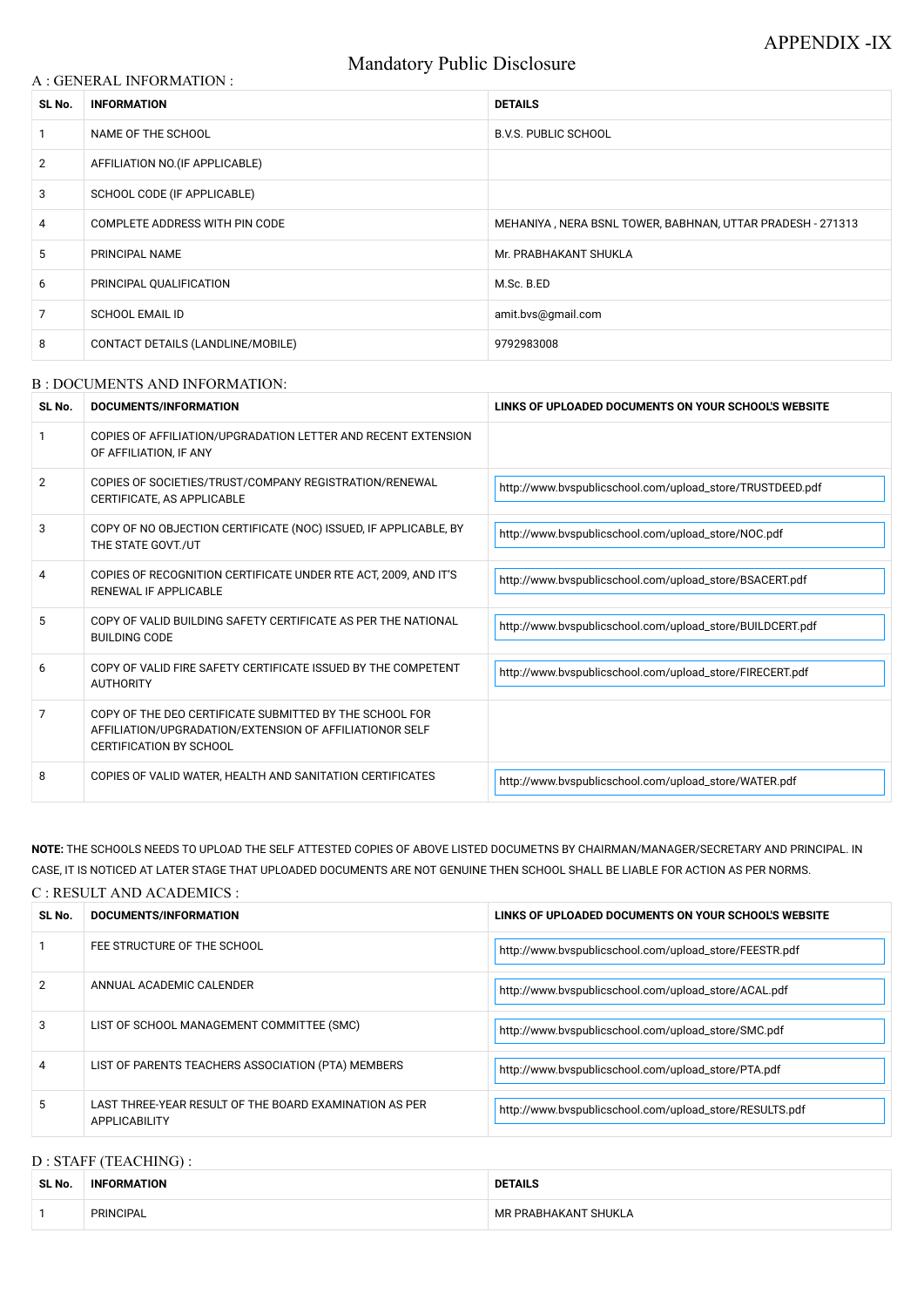APPENDIX -IX

# Mandatory Public Disclosure

## A : GENERAL INFORMATION :

| SL No. | INFORMATION | DETAILS |
|---|---|---|
| 1 | NAME OF THE SCHOOL | B.V.S. PUBLIC SCHOOL |
| 2 | AFFILIATION NO.(IF APPLICABLE) | |
| 3 | SCHOOL CODE (IF APPLICABLE) | |
| 4 | COMPLETE ADDRESS WITH PIN CODE | MEHANIYA , NERA BSNL TOWER, BABHNAN, UTTAR PRADESH - 271313 |
| 5 | PRINCIPAL NAME | Mr. PRABHAKANT SHUKLA |
| 6 | PRINCIPAL QUALIFICATION | M.Sc. B.ED |
| 7 | SCHOOL EMAIL ID | amit.bvs@gmail.com |
| 8 | CONTACT DETAILS (LANDLINE/MOBILE) | 9792983008 |

## B : DOCUMENTS AND INFORMATION:

| SL No. | DOCUMENTS/INFORMATION | LINKS OF UPLOADED DOCUMENTS ON YOUR SCHOOL'S WEBSITE |
|---|---|---|
| 1 | COPIES OF AFFILIATION/UPGRADATION LETTER AND RECENT EXTENSION OF AFFILIATION, IF ANY | |
| 2 | COPIES OF SOCIETIES/TRUST/COMPANY REGISTRATION/RENEWAL CERTIFICATE, AS APPLICABLE | http://www.bvspublicschool.com/upload_store/TRUSTDEED.pdf |
| 3 | COPY OF NO OBJECTION CERTIFICATE (NOC) ISSUED, IF APPLICABLE, BY THE STATE GOVT./UT | http://www.bvspublicschool.com/upload_store/NOC.pdf |
| 4 | COPIES OF RECOGNITION CERTIFICATE UNDER RTE ACT, 2009, AND IT'S RENEWAL IF APPLICABLE | http://www.bvspublicschool.com/upload_store/BSACERT.pdf |
| 5 | COPY OF VALID BUILDING SAFETY CERTIFICATE AS PER THE NATIONAL BUILDING CODE | http://www.bvspublicschool.com/upload_store/BUILDCERT.pdf |
| 6 | COPY OF VALID FIRE SAFETY CERTIFICATE ISSUED BY THE COMPETENT AUTHORITY | http://www.bvspublicschool.com/upload_store/FIRECERT.pdf |
| 7 | COPY OF THE DEO CERTIFICATE SUBMITTED BY THE SCHOOL FOR AFFILIATION/UPGRADATION/EXTENSION OF AFFILIATIONOR SELF CERTIFICATION BY SCHOOL | |
| 8 | COPIES OF VALID WATER, HEALTH AND SANITATION CERTIFICATES | http://www.bvspublicschool.com/upload_store/WATER.pdf |

**NOTE:** THE SCHOOLS NEEDS TO UPLOAD THE SELF ATTESTED COPIES OF ABOVE LISTED DOCUMETNS BY CHAIRMAN/MANAGER/SECRETARY AND PRINCIPAL. IN CASE, IT IS NOTICED AT LATER STAGE THAT UPLOADED DOCUMENTS ARE NOT GENUINE THEN SCHOOL SHALL BE LIABLE FOR ACTION AS PER NORMS.

## C : RESULT AND ACADEMICS :

| SL No. | DOCUMENTS/INFORMATION | LINKS OF UPLOADED DOCUMENTS ON YOUR SCHOOL'S WEBSITE |
|---|---|---|
| 1 | FEE STRUCTURE OF THE SCHOOL | http://www.bvspublicschool.com/upload_store/FEESTR.pdf |
| 2 | ANNUAL ACADEMIC CALENDER | http://www.bvspublicschool.com/upload_store/ACAL.pdf |
| 3 | LIST OF SCHOOL MANAGEMENT COMMITTEE (SMC) | http://www.bvspublicschool.com/upload_store/SMC.pdf |
| 4 | LIST OF PARENTS TEACHERS ASSOCIATION (PTA) MEMBERS | http://www.bvspublicschool.com/upload_store/PTA.pdf |
| 5 | LAST THREE-YEAR RESULT OF THE BOARD EXAMINATION AS PER APPLICABILITY | http://www.bvspublicschool.com/upload_store/RESULTS.pdf |

## D : STAFF (TEACHING) :

| SL No. | INFORMATION | DETAILS |
|---|---|---|
| 1 | PRINCIPAL | MR PRABHAKANT SHUKLA |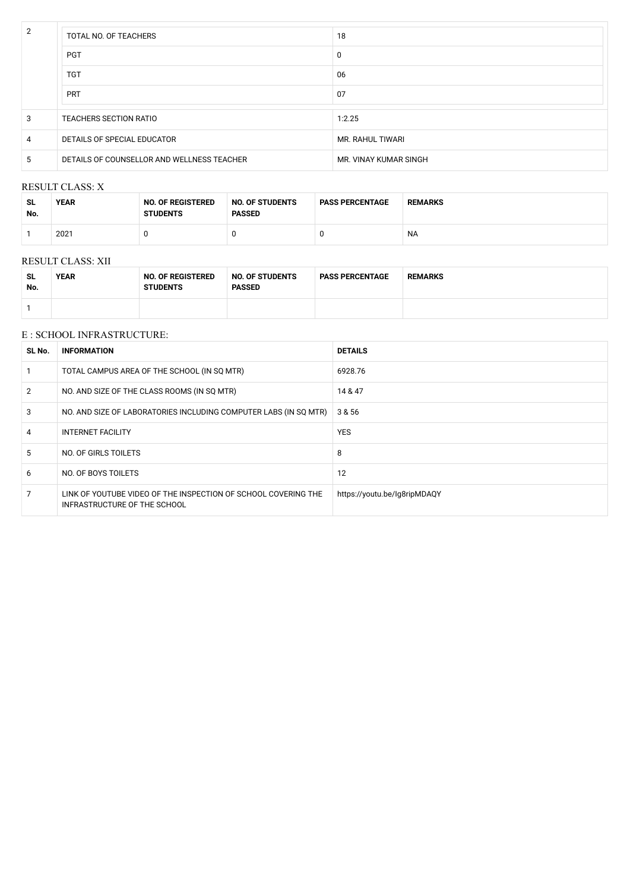| | | |
|---|---|---|
| 2 | TOTAL NO. OF TEACHERS | 18 |
| | PGT | 0 |
| | TGT | 06 |
| | PRT | 07 |
| 3 | TEACHERS SECTION RATIO | 1:2.25 |
| 4 | DETAILS OF SPECIAL EDUCATOR | MR. RAHUL TIWARI |
| 5 | DETAILS OF COUNSELLOR AND WELLNESS TEACHER | MR. VINAY KUMAR SINGH |

RESULT CLASS: X

| SL No. | YEAR | NO. OF REGISTERED STUDENTS | NO. OF STUDENTS PASSED | PASS PERCENTAGE | REMARKS |
|---|---|---|---|---|---|
| 1 | 2021 | 0 | 0 | 0 | NA |

RESULT CLASS: XII

| SL No. | YEAR | NO. OF REGISTERED STUDENTS | NO. OF STUDENTS PASSED | PASS PERCENTAGE | REMARKS |
|---|---|---|---|---|---|
| 1 | | | | | |

E : SCHOOL INFRASTRUCTURE:

| SL No. | INFORMATION | DETAILS |
|---|---|---|
| 1 | TOTAL CAMPUS AREA OF THE SCHOOL (IN SQ MTR) | 6928.76 |
| 2 | NO. AND SIZE OF THE CLASS ROOMS (IN SQ MTR) | 14 & 47 |
| 3 | NO. AND SIZE OF LABORATORIES INCLUDING COMPUTER LABS (IN SQ MTR) | 3 & 56 |
| 4 | INTERNET FACILITY | YES |
| 5 | NO. OF GIRLS TOILETS | 8 |
| 6 | NO. OF BOYS TOILETS | 12 |
| 7 | LINK OF YOUTUBE VIDEO OF THE INSPECTION OF SCHOOL COVERING THE INFRASTRUCTURE OF THE SCHOOL | https://youtu.be/Ig8ripMDAQY |